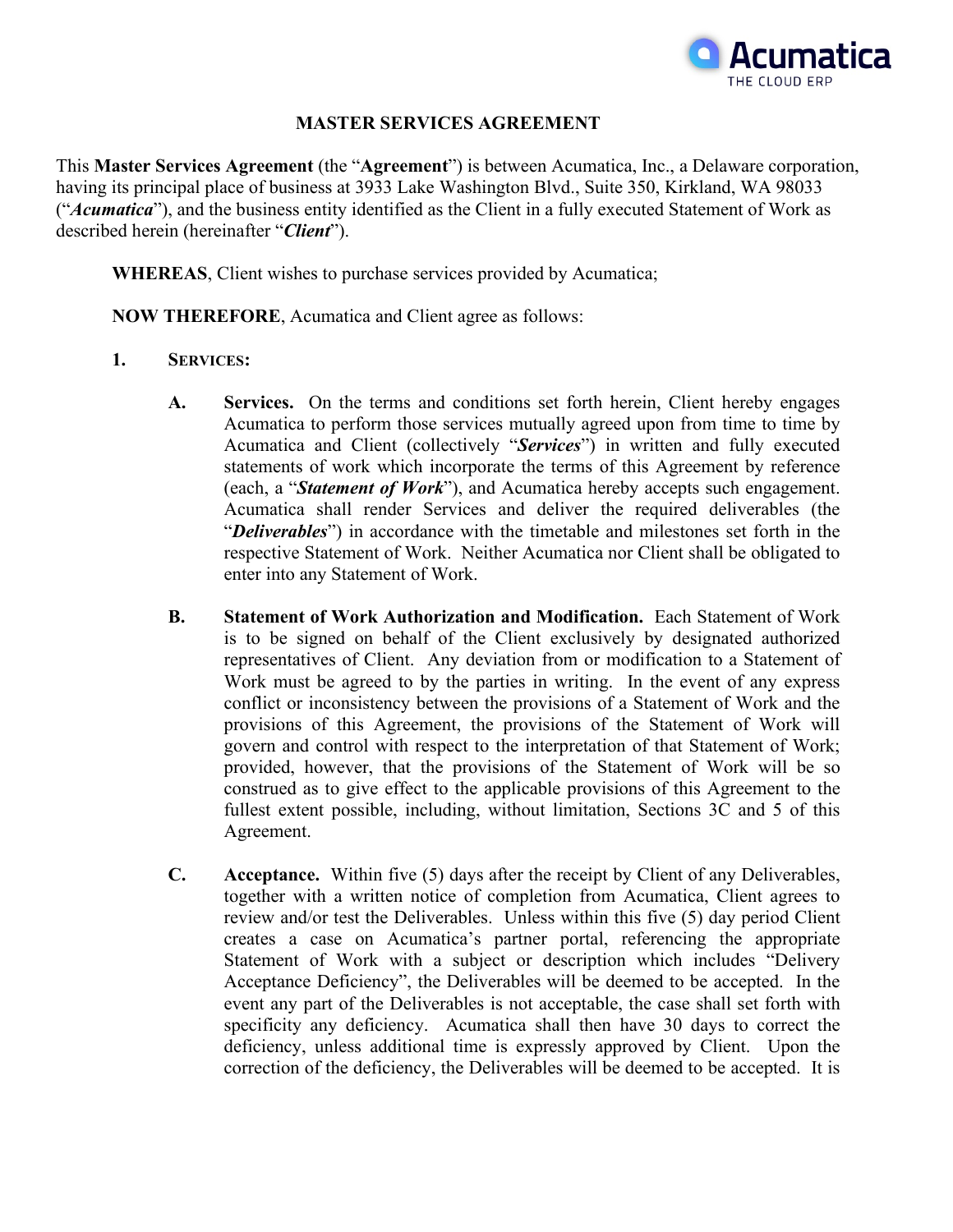# MASTER SERVICES AGREEMENT

This **Master Services Agreement** (the "**Agreement**") is between Acumatica, Inc., a Delaware corporation, having its principal place of business at 3933 Lake Washington Blvd., Suite 350, Kirkland, WA 98033 ("***Acumatica***"), and the business entity identified as the Client in a fully executed Statement of Work as described herein (hereinafter "***Client***").

**WHEREAS**, Client wishes to purchase services provided by Acumatica;

**NOW THEREFORE**, Acumatica and Client agree as follows:

**1. SERVICES:**

**A. Services.** On the terms and conditions set forth herein, Client hereby engages Acumatica to perform those services mutually agreed upon from time to time by Acumatica and Client (collectively "***Services***") in written and fully executed statements of work which incorporate the terms of this Agreement by reference (each, a "***Statement of Work***"), and Acumatica hereby accepts such engagement. Acumatica shall render Services and deliver the required deliverables (the "***Deliverables***") in accordance with the timetable and milestones set forth in the respective Statement of Work. Neither Acumatica nor Client shall be obligated to enter into any Statement of Work.

**B. Statement of Work Authorization and Modification.** Each Statement of Work is to be signed on behalf of the Client exclusively by designated authorized representatives of Client. Any deviation from or modification to a Statement of Work must be agreed to by the parties in writing. In the event of any express conflict or inconsistency between the provisions of a Statement of Work and the provisions of this Agreement, the provisions of the Statement of Work will govern and control with respect to the interpretation of that Statement of Work; provided, however, that the provisions of the Statement of Work will be so construed as to give effect to the applicable provisions of this Agreement to the fullest extent possible, including, without limitation, Sections 3C and 5 of this Agreement.

**C. Acceptance.** Within five (5) days after the receipt by Client of any Deliverables, together with a written notice of completion from Acumatica, Client agrees to review and/or test the Deliverables. Unless within this five (5) day period Client creates a case on Acumatica's partner portal, referencing the appropriate Statement of Work with a subject or description which includes "Delivery Acceptance Deficiency", the Deliverables will be deemed to be accepted. In the event any part of the Deliverables is not acceptable, the case shall set forth with specificity any deficiency. Acumatica shall then have 30 days to correct the deficiency, unless additional time is expressly approved by Client. Upon the correction of the deficiency, the Deliverables will be deemed to be accepted. It is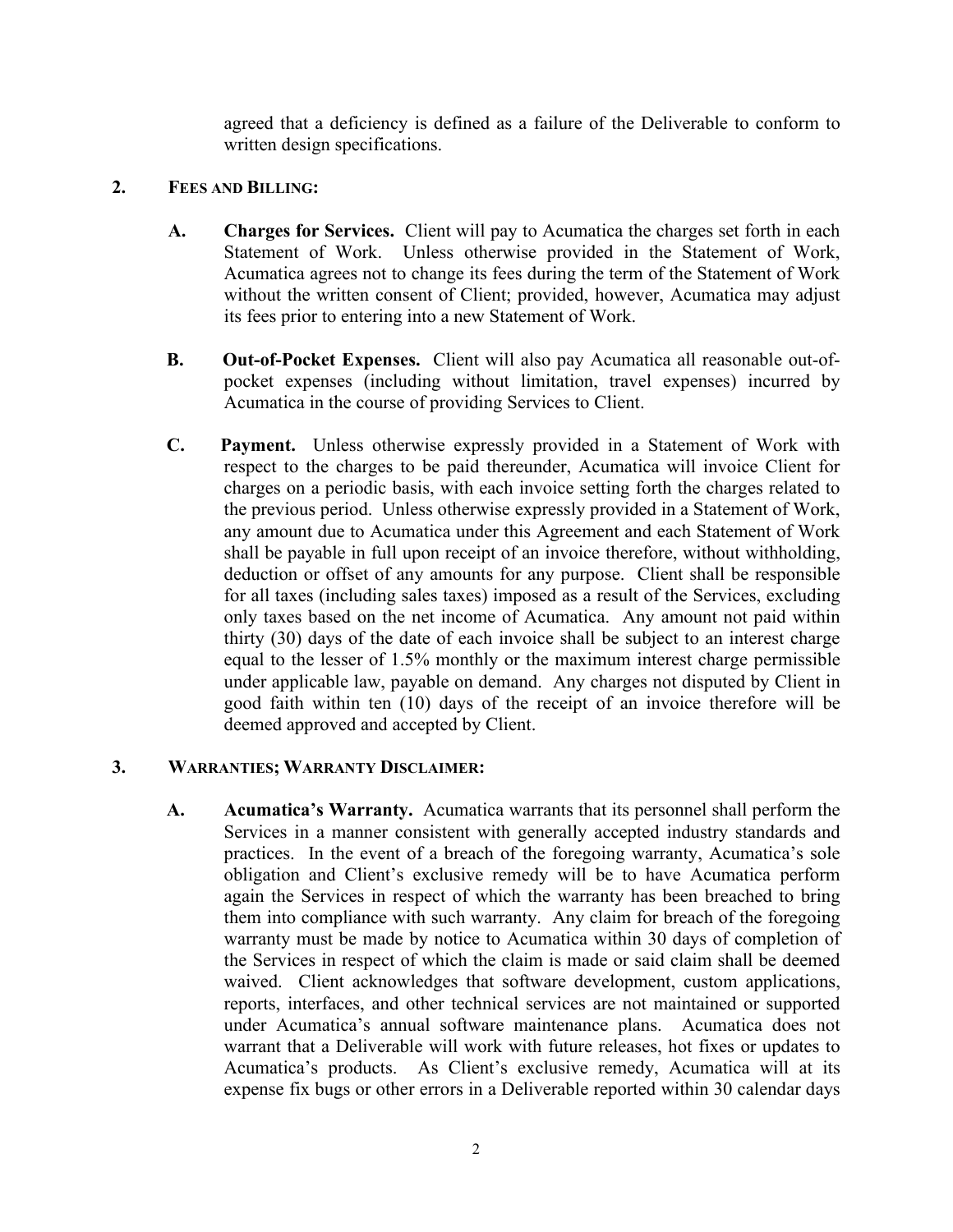agreed that a deficiency is defined as a failure of the Deliverable to conform to written design specifications.

## 2. Fees and Billing:

**A. Charges for Services.** Client will pay to Acumatica the charges set forth in each Statement of Work. Unless otherwise provided in the Statement of Work, Acumatica agrees not to change its fees during the term of the Statement of Work without the written consent of Client; provided, however, Acumatica may adjust its fees prior to entering into a new Statement of Work.

**B. Out-of-Pocket Expenses.** Client will also pay Acumatica all reasonable out-of-pocket expenses (including without limitation, travel expenses) incurred by Acumatica in the course of providing Services to Client.

**C. Payment.** Unless otherwise expressly provided in a Statement of Work with respect to the charges to be paid thereunder, Acumatica will invoice Client for charges on a periodic basis, with each invoice setting forth the charges related to the previous period. Unless otherwise expressly provided in a Statement of Work, any amount due to Acumatica under this Agreement and each Statement of Work shall be payable in full upon receipt of an invoice therefore, without withholding, deduction or offset of any amounts for any purpose. Client shall be responsible for all taxes (including sales taxes) imposed as a result of the Services, excluding only taxes based on the net income of Acumatica. Any amount not paid within thirty (30) days of the date of each invoice shall be subject to an interest charge equal to the lesser of 1.5% monthly or the maximum interest charge permissible under applicable law, payable on demand. Any charges not disputed by Client in good faith within ten (10) days of the receipt of an invoice therefore will be deemed approved and accepted by Client.

## 3. Warranties; Warranty Disclaimer:

**A. Acumatica's Warranty.** Acumatica warrants that its personnel shall perform the Services in a manner consistent with generally accepted industry standards and practices. In the event of a breach of the foregoing warranty, Acumatica's sole obligation and Client's exclusive remedy will be to have Acumatica perform again the Services in respect of which the warranty has been breached to bring them into compliance with such warranty. Any claim for breach of the foregoing warranty must be made by notice to Acumatica within 30 days of completion of the Services in respect of which the claim is made or said claim shall be deemed waived. Client acknowledges that software development, custom applications, reports, interfaces, and other technical services are not maintained or supported under Acumatica's annual software maintenance plans. Acumatica does not warrant that a Deliverable will work with future releases, hot fixes or updates to Acumatica's products. As Client's exclusive remedy, Acumatica will at its expense fix bugs or other errors in a Deliverable reported within 30 calendar days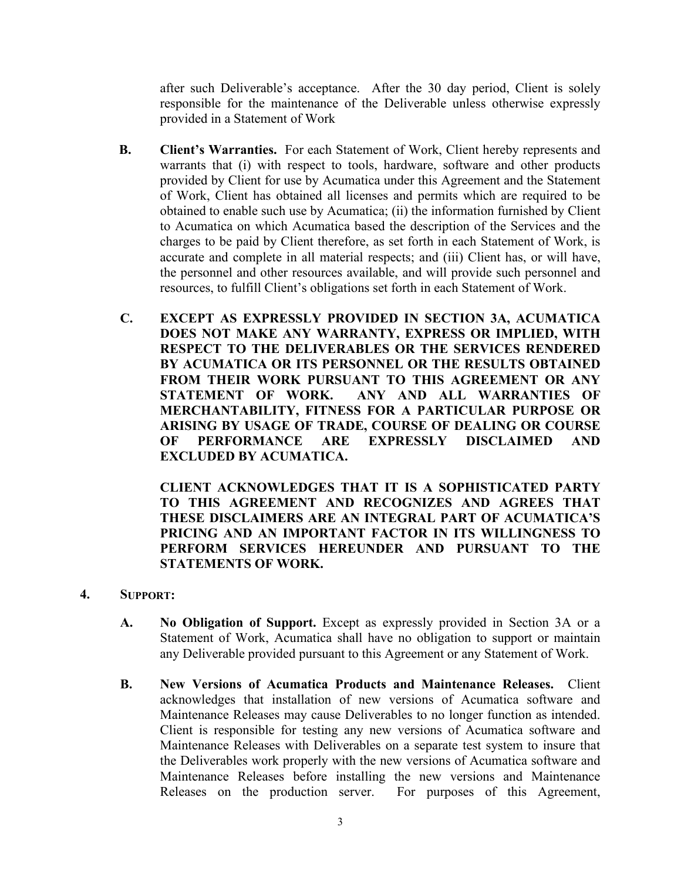after such Deliverable's acceptance. After the 30 day period, Client is solely responsible for the maintenance of the Deliverable unless otherwise expressly provided in a Statement of Work

**B. Client's Warranties.** For each Statement of Work, Client hereby represents and warrants that (i) with respect to tools, hardware, software and other products provided by Client for use by Acumatica under this Agreement and the Statement of Work, Client has obtained all licenses and permits which are required to be obtained to enable such use by Acumatica; (ii) the information furnished by Client to Acumatica on which Acumatica based the description of the Services and the charges to be paid by Client therefore, as set forth in each Statement of Work, is accurate and complete in all material respects; and (iii) Client has, or will have, the personnel and other resources available, and will provide such personnel and resources, to fulfill Client's obligations set forth in each Statement of Work.

**C. EXCEPT AS EXPRESSLY PROVIDED IN SECTION 3A, ACUMATICA DOES NOT MAKE ANY WARRANTY, EXPRESS OR IMPLIED, WITH RESPECT TO THE DELIVERABLES OR THE SERVICES RENDERED BY ACUMATICA OR ITS PERSONNEL OR THE RESULTS OBTAINED FROM THEIR WORK PURSUANT TO THIS AGREEMENT OR ANY STATEMENT OF WORK. ANY AND ALL WARRANTIES OF MERCHANTABILITY, FITNESS FOR A PARTICULAR PURPOSE OR ARISING BY USAGE OF TRADE, COURSE OF DEALING OR COURSE OF PERFORMANCE ARE EXPRESSLY DISCLAIMED AND EXCLUDED BY ACUMATICA.**

**CLIENT ACKNOWLEDGES THAT IT IS A SOPHISTICATED PARTY TO THIS AGREEMENT AND RECOGNIZES AND AGREES THAT THESE DISCLAIMERS ARE AN INTEGRAL PART OF ACUMATICA'S PRICING AND AN IMPORTANT FACTOR IN ITS WILLINGNESS TO PERFORM SERVICES HEREUNDER AND PURSUANT TO THE STATEMENTS OF WORK.**

**4. SUPPORT:**

**A. No Obligation of Support.** Except as expressly provided in Section 3A or a Statement of Work, Acumatica shall have no obligation to support or maintain any Deliverable provided pursuant to this Agreement or any Statement of Work.

**B. New Versions of Acumatica Products and Maintenance Releases.** Client acknowledges that installation of new versions of Acumatica software and Maintenance Releases may cause Deliverables to no longer function as intended. Client is responsible for testing any new versions of Acumatica software and Maintenance Releases with Deliverables on a separate test system to insure that the Deliverables work properly with the new versions of Acumatica software and Maintenance Releases before installing the new versions and Maintenance Releases on the production server. For purposes of this Agreement,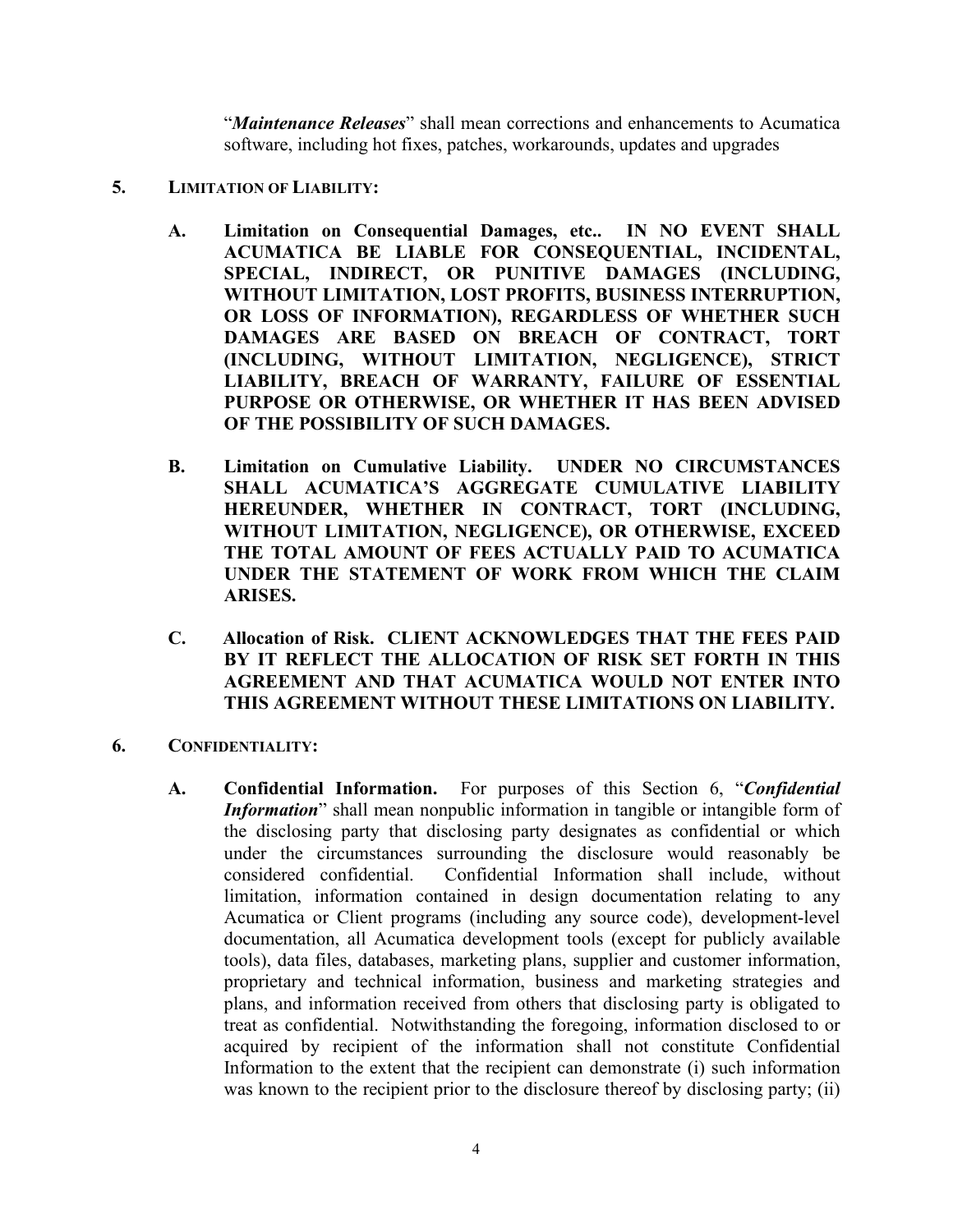"***Maintenance Releases***" shall mean corrections and enhancements to Acumatica software, including hot fixes, patches, workarounds, updates and upgrades

**5. LIMITATION OF LIABILITY:**

**A. Limitation on Consequential Damages, etc.. IN NO EVENT SHALL ACUMATICA BE LIABLE FOR CONSEQUENTIAL, INCIDENTAL, SPECIAL, INDIRECT, OR PUNITIVE DAMAGES (INCLUDING, WITHOUT LIMITATION, LOST PROFITS, BUSINESS INTERRUPTION, OR LOSS OF INFORMATION), REGARDLESS OF WHETHER SUCH DAMAGES ARE BASED ON BREACH OF CONTRACT, TORT (INCLUDING, WITHOUT LIMITATION, NEGLIGENCE), STRICT LIABILITY, BREACH OF WARRANTY, FAILURE OF ESSENTIAL PURPOSE OR OTHERWISE, OR WHETHER IT HAS BEEN ADVISED OF THE POSSIBILITY OF SUCH DAMAGES.**

**B. Limitation on Cumulative Liability. UNDER NO CIRCUMSTANCES SHALL ACUMATICA'S AGGREGATE CUMULATIVE LIABILITY HEREUNDER, WHETHER IN CONTRACT, TORT (INCLUDING, WITHOUT LIMITATION, NEGLIGENCE), OR OTHERWISE, EXCEED THE TOTAL AMOUNT OF FEES ACTUALLY PAID TO ACUMATICA UNDER THE STATEMENT OF WORK FROM WHICH THE CLAIM ARISES.**

**C. Allocation of Risk. CLIENT ACKNOWLEDGES THAT THE FEES PAID BY IT REFLECT THE ALLOCATION OF RISK SET FORTH IN THIS AGREEMENT AND THAT ACUMATICA WOULD NOT ENTER INTO THIS AGREEMENT WITHOUT THESE LIMITATIONS ON LIABILITY.**

**6. CONFIDENTIALITY:**

**A. Confidential Information.** For purposes of this Section 6, "***Confidential Information***" shall mean nonpublic information in tangible or intangible form of the disclosing party that disclosing party designates as confidential or which under the circumstances surrounding the disclosure would reasonably be considered confidential. Confidential Information shall include, without limitation, information contained in design documentation relating to any Acumatica or Client programs (including any source code), development-level documentation, all Acumatica development tools (except for publicly available tools), data files, databases, marketing plans, supplier and customer information, proprietary and technical information, business and marketing strategies and plans, and information received from others that disclosing party is obligated to treat as confidential. Notwithstanding the foregoing, information disclosed to or acquired by recipient of the information shall not constitute Confidential Information to the extent that the recipient can demonstrate (i) such information was known to the recipient prior to the disclosure thereof by disclosing party; (ii)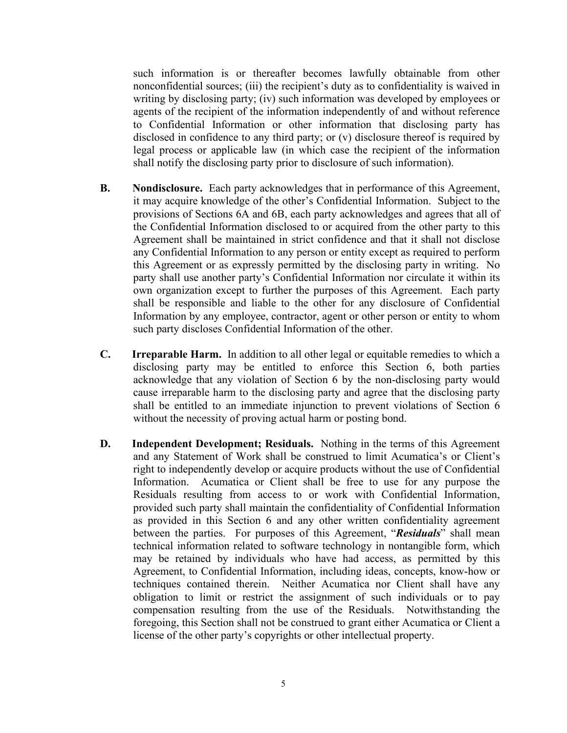such information is or thereafter becomes lawfully obtainable from other nonconfidential sources; (iii) the recipient's duty as to confidentiality is waived in writing by disclosing party; (iv) such information was developed by employees or agents of the recipient of the information independently of and without reference to Confidential Information or other information that disclosing party has disclosed in confidence to any third party; or (v) disclosure thereof is required by legal process or applicable law (in which case the recipient of the information shall notify the disclosing party prior to disclosure of such information).

**B. Nondisclosure.** Each party acknowledges that in performance of this Agreement, it may acquire knowledge of the other's Confidential Information. Subject to the provisions of Sections 6A and 6B, each party acknowledges and agrees that all of the Confidential Information disclosed to or acquired from the other party to this Agreement shall be maintained in strict confidence and that it shall not disclose any Confidential Information to any person or entity except as required to perform this Agreement or as expressly permitted by the disclosing party in writing. No party shall use another party's Confidential Information nor circulate it within its own organization except to further the purposes of this Agreement. Each party shall be responsible and liable to the other for any disclosure of Confidential Information by any employee, contractor, agent or other person or entity to whom such party discloses Confidential Information of the other.

**C. Irreparable Harm.** In addition to all other legal or equitable remedies to which a disclosing party may be entitled to enforce this Section 6, both parties acknowledge that any violation of Section 6 by the non-disclosing party would cause irreparable harm to the disclosing party and agree that the disclosing party shall be entitled to an immediate injunction to prevent violations of Section 6 without the necessity of proving actual harm or posting bond.

**D. Independent Development; Residuals.** Nothing in the terms of this Agreement and any Statement of Work shall be construed to limit Acumatica's or Client's right to independently develop or acquire products without the use of Confidential Information. Acumatica or Client shall be free to use for any purpose the Residuals resulting from access to or work with Confidential Information, provided such party shall maintain the confidentiality of Confidential Information as provided in this Section 6 and any other written confidentiality agreement between the parties. For purposes of this Agreement, "***Residuals***" shall mean technical information related to software technology in nontangible form, which may be retained by individuals who have had access, as permitted by this Agreement, to Confidential Information, including ideas, concepts, know-how or techniques contained therein. Neither Acumatica nor Client shall have any obligation to limit or restrict the assignment of such individuals or to pay compensation resulting from the use of the Residuals. Notwithstanding the foregoing, this Section shall not be construed to grant either Acumatica or Client a license of the other party's copyrights or other intellectual property.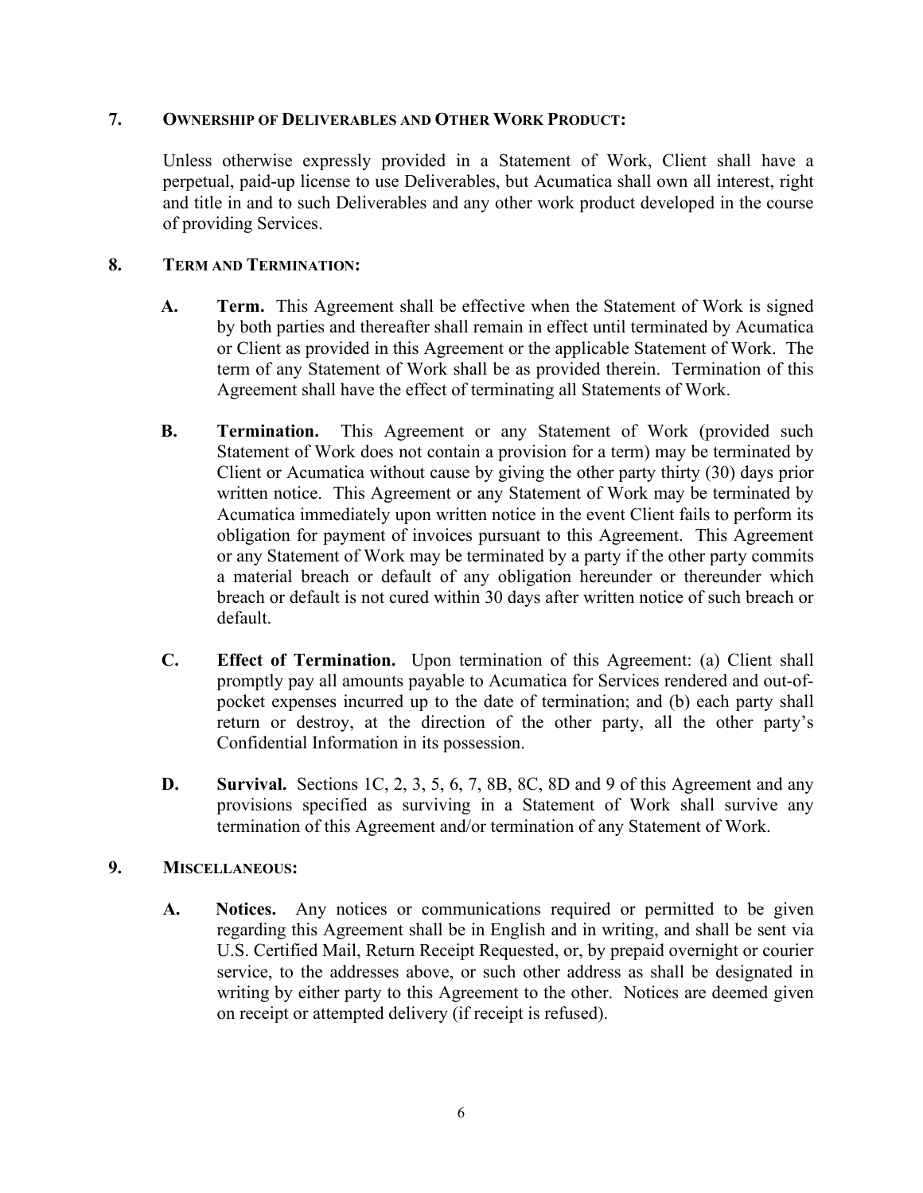## 7. OWNERSHIP OF DELIVERABLES AND OTHER WORK PRODUCT:

Unless otherwise expressly provided in a Statement of Work, Client shall have a perpetual, paid-up license to use Deliverables, but Acumatica shall own all interest, right and title in and to such Deliverables and any other work product developed in the course of providing Services.

## 8. TERM AND TERMINATION:

**A. Term.** This Agreement shall be effective when the Statement of Work is signed by both parties and thereafter shall remain in effect until terminated by Acumatica or Client as provided in this Agreement or the applicable Statement of Work. The term of any Statement of Work shall be as provided therein. Termination of this Agreement shall have the effect of terminating all Statements of Work.

**B. Termination.** This Agreement or any Statement of Work (provided such Statement of Work does not contain a provision for a term) may be terminated by Client or Acumatica without cause by giving the other party thirty (30) days prior written notice. This Agreement or any Statement of Work may be terminated by Acumatica immediately upon written notice in the event Client fails to perform its obligation for payment of invoices pursuant to this Agreement. This Agreement or any Statement of Work may be terminated by a party if the other party commits a material breach or default of any obligation hereunder or thereunder which breach or default is not cured within 30 days after written notice of such breach or default.

**C. Effect of Termination.** Upon termination of this Agreement: (a) Client shall promptly pay all amounts payable to Acumatica for Services rendered and out-of-pocket expenses incurred up to the date of termination; and (b) each party shall return or destroy, at the direction of the other party, all the other party's Confidential Information in its possession.

**D. Survival.** Sections 1C, 2, 3, 5, 6, 7, 8B, 8C, 8D and 9 of this Agreement and any provisions specified as surviving in a Statement of Work shall survive any termination of this Agreement and/or termination of any Statement of Work.

## 9. MISCELLANEOUS:

**A. Notices.** Any notices or communications required or permitted to be given regarding this Agreement shall be in English and in writing, and shall be sent via U.S. Certified Mail, Return Receipt Requested, or, by prepaid overnight or courier service, to the addresses above, or such other address as shall be designated in writing by either party to this Agreement to the other. Notices are deemed given on receipt or attempted delivery (if receipt is refused).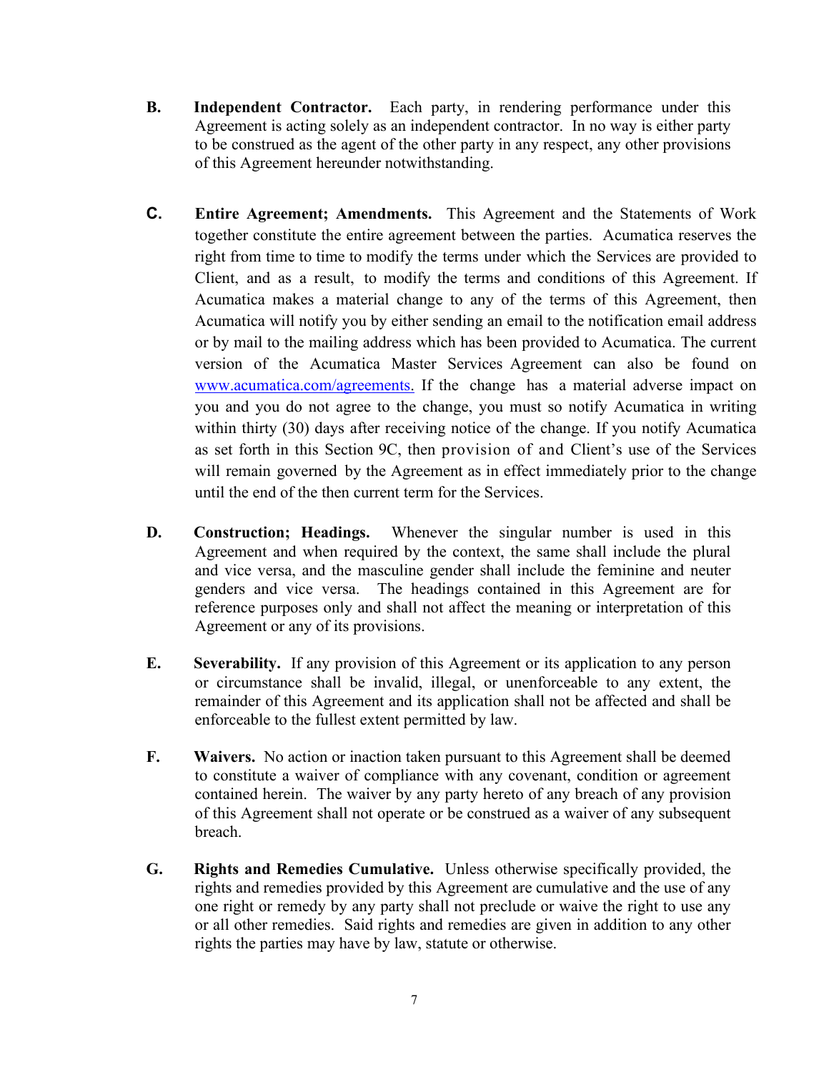**B. Independent Contractor.** Each party, in rendering performance under this Agreement is acting solely as an independent contractor. In no way is either party to be construed as the agent of the other party in any respect, any other provisions of this Agreement hereunder notwithstanding.

**C. Entire Agreement; Amendments.** This Agreement and the Statements of Work together constitute the entire agreement between the parties. Acumatica reserves the right from time to time to modify the terms under which the Services are provided to Client, and as a result, to modify the terms and conditions of this Agreement. If Acumatica makes a material change to any of the terms of this Agreement, then Acumatica will notify you by either sending an email to the notification email address or by mail to the mailing address which has been provided to Acumatica. The current version of the Acumatica Master Services Agreement can also be found on [www.acumatica.com/agreements.](http://www.acumatica.com/agreements) If the change has a material adverse impact on you and you do not agree to the change, you must so notify Acumatica in writing within thirty (30) days after receiving notice of the change. If you notify Acumatica as set forth in this Section 9C, then provision of and Client's use of the Services will remain governed by the Agreement as in effect immediately prior to the change until the end of the then current term for the Services.

**D. Construction; Headings.** Whenever the singular number is used in this Agreement and when required by the context, the same shall include the plural and vice versa, and the masculine gender shall include the feminine and neuter genders and vice versa. The headings contained in this Agreement are for reference purposes only and shall not affect the meaning or interpretation of this Agreement or any of its provisions.

**E. Severability.** If any provision of this Agreement or its application to any person or circumstance shall be invalid, illegal, or unenforceable to any extent, the remainder of this Agreement and its application shall not be affected and shall be enforceable to the fullest extent permitted by law.

**F. Waivers.** No action or inaction taken pursuant to this Agreement shall be deemed to constitute a waiver of compliance with any covenant, condition or agreement contained herein. The waiver by any party hereto of any breach of any provision of this Agreement shall not operate or be construed as a waiver of any subsequent breach.

**G. Rights and Remedies Cumulative.** Unless otherwise specifically provided, the rights and remedies provided by this Agreement are cumulative and the use of any one right or remedy by any party shall not preclude or waive the right to use any or all other remedies. Said rights and remedies are given in addition to any other rights the parties may have by law, statute or otherwise.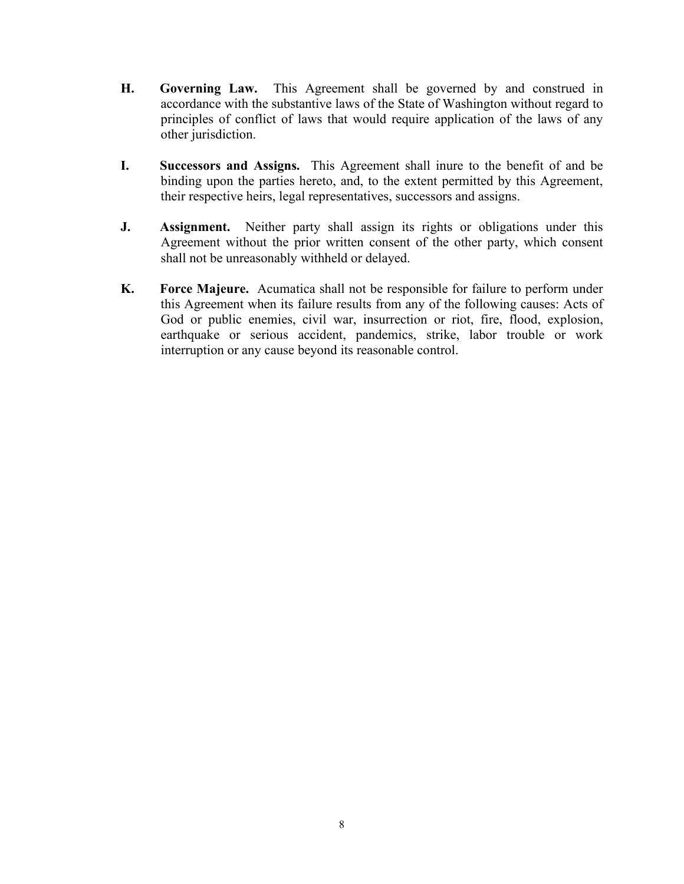**H. Governing Law.** This Agreement shall be governed by and construed in accordance with the substantive laws of the State of Washington without regard to principles of conflict of laws that would require application of the laws of any other jurisdiction.

**I. Successors and Assigns.** This Agreement shall inure to the benefit of and be binding upon the parties hereto, and, to the extent permitted by this Agreement, their respective heirs, legal representatives, successors and assigns.

**J. Assignment.** Neither party shall assign its rights or obligations under this Agreement without the prior written consent of the other party, which consent shall not be unreasonably withheld or delayed.

**K. Force Majeure.** Acumatica shall not be responsible for failure to perform under this Agreement when its failure results from any of the following causes: Acts of God or public enemies, civil war, insurrection or riot, fire, flood, explosion, earthquake or serious accident, pandemics, strike, labor trouble or work interruption or any cause beyond its reasonable control.